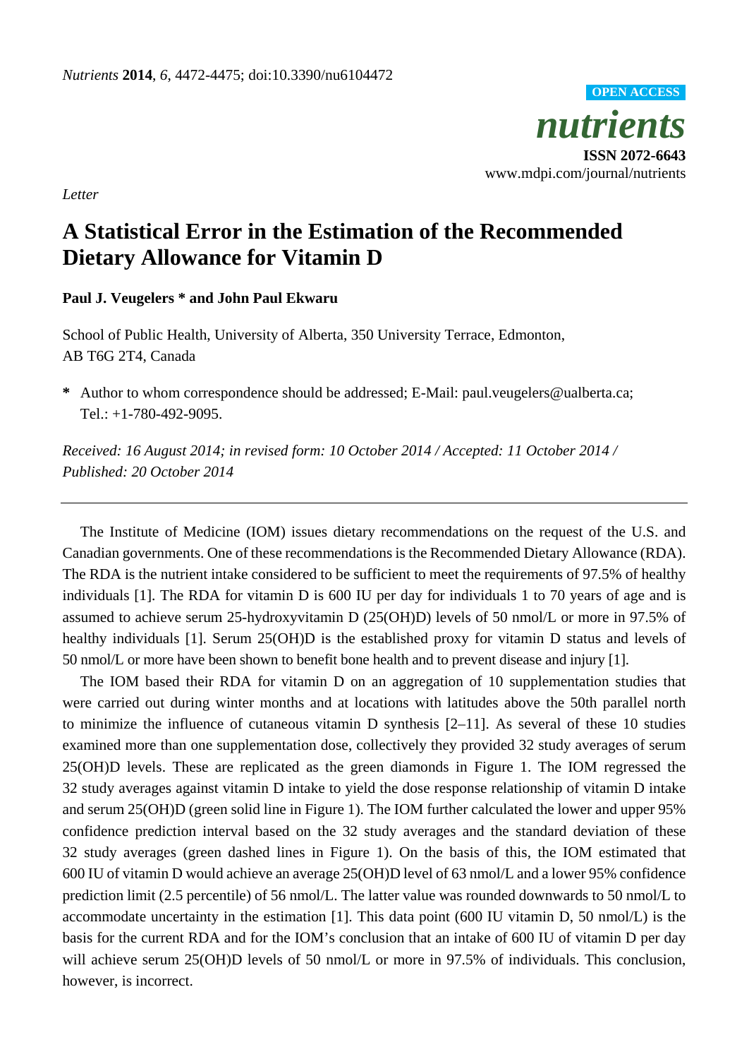*Letter*

# A Statistical Error in the Estimation of the Recommended Dietary Allowance for Vitamin D

**Paul J. Veugelers * and John Paul Ekwaru**

School of Public Health, University of Alberta, 350 University Terrace, Edmonton, AB T6G 2T4, Canada

**\*** Author to whom correspondence should be addressed; E-Mail: paul.veugelers@ualberta.ca; Tel.: +1-780-492-9095.

*Received: 16 August 2014; in revised form: 10 October 2014 / Accepted: 11 October 2014 / Published: 20 October 2014*

---

The Institute of Medicine (IOM) issues dietary recommendations on the request of the U.S. and Canadian governments. One of these recommendations is the Recommended Dietary Allowance (RDA). The RDA is the nutrient intake considered to be sufficient to meet the requirements of 97.5% of healthy individuals [1]. The RDA for vitamin D is 600 IU per day for individuals 1 to 70 years of age and is assumed to achieve serum 25-hydroxyvitamin D (25(OH)D) levels of 50 nmol/L or more in 97.5% of healthy individuals [1]. Serum 25(OH)D is the established proxy for vitamin D status and levels of 50 nmol/L or more have been shown to benefit bone health and to prevent disease and injury [1].

The IOM based their RDA for vitamin D on an aggregation of 10 supplementation studies that were carried out during winter months and at locations with latitudes above the 50th parallel north to minimize the influence of cutaneous vitamin D synthesis [2–11]. As several of these 10 studies examined more than one supplementation dose, collectively they provided 32 study averages of serum 25(OH)D levels. These are replicated as the green diamonds in Figure 1. The IOM regressed the 32 study averages against vitamin D intake to yield the dose response relationship of vitamin D intake and serum 25(OH)D (green solid line in Figure 1). The IOM further calculated the lower and upper 95% confidence prediction interval based on the 32 study averages and the standard deviation of these 32 study averages (green dashed lines in Figure 1). On the basis of this, the IOM estimated that 600 IU of vitamin D would achieve an average 25(OH)D level of 63 nmol/L and a lower 95% confidence prediction limit (2.5 percentile) of 56 nmol/L. The latter value was rounded downwards to 50 nmol/L to accommodate uncertainty in the estimation [1]. This data point (600 IU vitamin D, 50 nmol/L) is the basis for the current RDA and for the IOM's conclusion that an intake of 600 IU of vitamin D per day will achieve serum 25(OH)D levels of 50 nmol/L or more in 97.5% of individuals. This conclusion, however, is incorrect.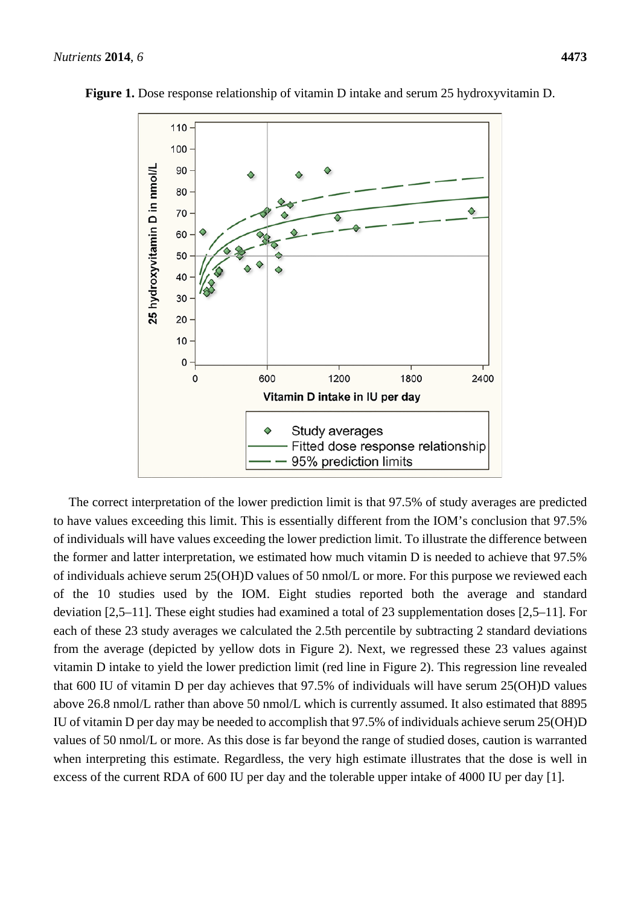**Figure 1.** Dose response relationship of vitamin D intake and serum 25 hydroxyvitamin D.

The correct interpretation of the lower prediction limit is that 97.5% of study averages are predicted to have values exceeding this limit. This is essentially different from the IOM's conclusion that 97.5% of individuals will have values exceeding the lower prediction limit. To illustrate the difference between the former and latter interpretation, we estimated how much vitamin D is needed to achieve that 97.5% of individuals achieve serum 25(OH)D values of 50 nmol/L or more. For this purpose we reviewed each of the 10 studies used by the IOM. Eight studies reported both the average and standard deviation [2,5–11]. These eight studies had examined a total of 23 supplementation doses [2,5–11]. For each of these 23 study averages we calculated the 2.5th percentile by subtracting 2 standard deviations from the average (depicted by yellow dots in Figure 2). Next, we regressed these 23 values against vitamin D intake to yield the lower prediction limit (red line in Figure 2). This regression line revealed that 600 IU of vitamin D per day achieves that 97.5% of individuals will have serum 25(OH)D values above 26.8 nmol/L rather than above 50 nmol/L which is currently assumed. It also estimated that 8895 IU of vitamin D per day may be needed to accomplish that 97.5% of individuals achieve serum 25(OH)D values of 50 nmol/L or more. As this dose is far beyond the range of studied doses, caution is warranted when interpreting this estimate. Regardless, the very high estimate illustrates that the dose is well in excess of the current RDA of 600 IU per day and the tolerable upper intake of 4000 IU per day [1].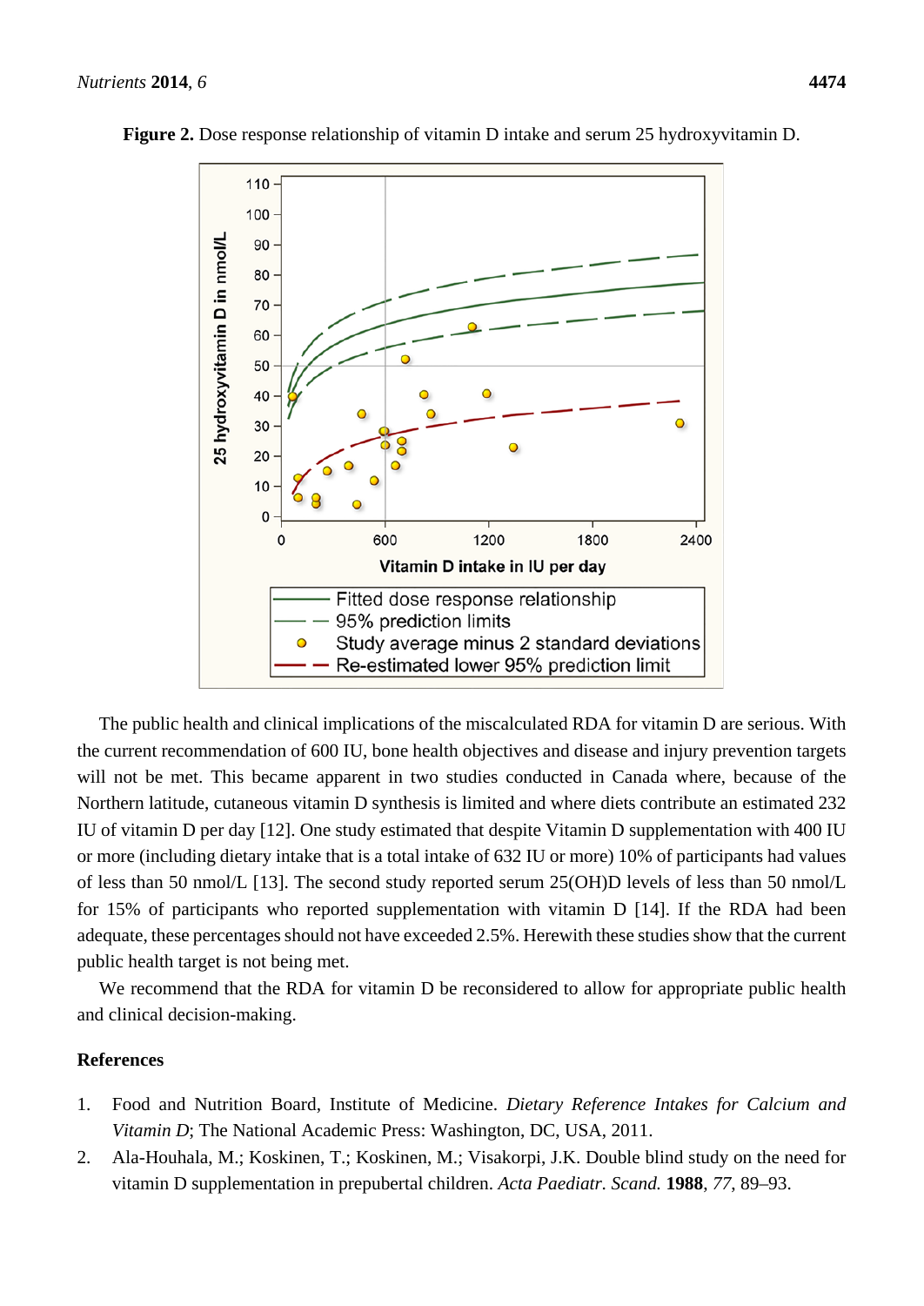**Figure 2.** Dose response relationship of vitamin D intake and serum 25 hydroxyvitamin D.

The public health and clinical implications of the miscalculated RDA for vitamin D are serious. With the current recommendation of 600 IU, bone health objectives and disease and injury prevention targets will not be met. This became apparent in two studies conducted in Canada where, because of the Northern latitude, cutaneous vitamin D synthesis is limited and where diets contribute an estimated 232 IU of vitamin D per day [12]. One study estimated that despite Vitamin D supplementation with 400 IU or more (including dietary intake that is a total intake of 632 IU or more) 10% of participants had values of less than 50 nmol/L [13]. The second study reported serum 25(OH)D levels of less than 50 nmol/L for 15% of participants who reported supplementation with vitamin D [14]. If the RDA had been adequate, these percentages should not have exceeded 2.5%. Herewith these studies show that the current public health target is not being met.

We recommend that the RDA for vitamin D be reconsidered to allow for appropriate public health and clinical decision-making.

## References

1. Food and Nutrition Board, Institute of Medicine. *Dietary Reference Intakes for Calcium and Vitamin D*; The National Academic Press: Washington, DC, USA, 2011.
2. Ala-Houhala, M.; Koskinen, T.; Koskinen, M.; Visakorpi, J.K. Double blind study on the need for vitamin D supplementation in prepubertal children. *Acta Paediatr. Scand.* **1988**, *77*, 89–93.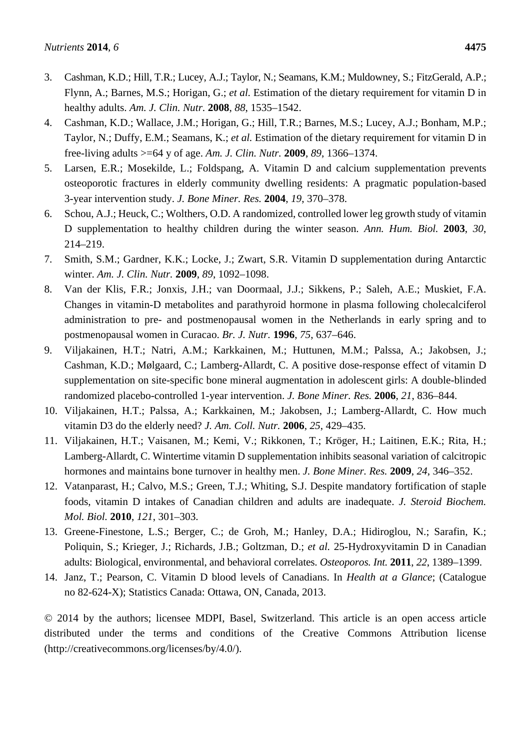3. Cashman, K.D.; Hill, T.R.; Lucey, A.J.; Taylor, N.; Seamans, K.M.; Muldowney, S.; FitzGerald, A.P.; Flynn, A.; Barnes, M.S.; Horigan, G.; *et al.* Estimation of the dietary requirement for vitamin D in healthy adults. *Am. J. Clin. Nutr.* **2008**, *88*, 1535–1542.
4. Cashman, K.D.; Wallace, J.M.; Horigan, G.; Hill, T.R.; Barnes, M.S.; Lucey, A.J.; Bonham, M.P.; Taylor, N.; Duffy, E.M.; Seamans, K.; *et al.* Estimation of the dietary requirement for vitamin D in free-living adults >=64 y of age. *Am. J. Clin. Nutr.* **2009**, *89*, 1366–1374.
5. Larsen, E.R.; Mosekilde, L.; Foldspang, A. Vitamin D and calcium supplementation prevents osteoporotic fractures in elderly community dwelling residents: A pragmatic population-based 3-year intervention study. *J. Bone Miner. Res.* **2004**, *19*, 370–378.
6. Schou, A.J.; Heuck, C.; Wolthers, O.D. A randomized, controlled lower leg growth study of vitamin D supplementation to healthy children during the winter season. *Ann. Hum. Biol.* **2003**, *30*, 214–219.
7. Smith, S.M.; Gardner, K.K.; Locke, J.; Zwart, S.R. Vitamin D supplementation during Antarctic winter. *Am. J. Clin. Nutr.* **2009**, *89*, 1092–1098.
8. Van der Klis, F.R.; Jonxis, J.H.; van Doormaal, J.J.; Sikkens, P.; Saleh, A.E.; Muskiet, F.A. Changes in vitamin-D metabolites and parathyroid hormone in plasma following cholecalciferol administration to pre- and postmenopausal women in the Netherlands in early spring and to postmenopausal women in Curacao. *Br. J. Nutr.* **1996**, *75*, 637–646.
9. Viljakainen, H.T.; Natri, A.M.; Karkkainen, M.; Huttunen, M.M.; Palssa, A.; Jakobsen, J.; Cashman, K.D.; Mølgaard, C.; Lamberg-Allardt, C. A positive dose-response effect of vitamin D supplementation on site-specific bone mineral augmentation in adolescent girls: A double-blinded randomized placebo-controlled 1-year intervention. *J. Bone Miner. Res.* **2006**, *21*, 836–844.
10. Viljakainen, H.T.; Palssa, A.; Karkkainen, M.; Jakobsen, J.; Lamberg-Allardt, C. How much vitamin D3 do the elderly need? *J. Am. Coll. Nutr.* **2006**, *25*, 429–435.
11. Viljakainen, H.T.; Vaisanen, M.; Kemi, V.; Rikkonen, T.; Kröger, H.; Laitinen, E.K.; Rita, H.; Lamberg-Allardt, C. Wintertime vitamin D supplementation inhibits seasonal variation of calcitropic hormones and maintains bone turnover in healthy men. *J. Bone Miner. Res.* **2009**, *24*, 346–352.
12. Vatanparast, H.; Calvo, M.S.; Green, T.J.; Whiting, S.J. Despite mandatory fortification of staple foods, vitamin D intakes of Canadian children and adults are inadequate. *J. Steroid Biochem. Mol. Biol.* **2010**, *121*, 301–303.
13. Greene-Finestone, L.S.; Berger, C.; de Groh, M.; Hanley, D.A.; Hidiroglou, N.; Sarafin, K.; Poliquin, S.; Krieger, J.; Richards, J.B.; Goltzman, D.; *et al.* 25-Hydroxyvitamin D in Canadian adults: Biological, environmental, and behavioral correlates. *Osteoporos. Int.* **2011**, *22*, 1389–1399.
14. Janz, T.; Pearson, C. Vitamin D blood levels of Canadians. In *Health at a Glance*; (Catalogue no 82-624-X); Statistics Canada: Ottawa, ON, Canada, 2013.

© 2014 by the authors; licensee MDPI, Basel, Switzerland. This article is an open access article distributed under the terms and conditions of the Creative Commons Attribution license (http://creativecommons.org/licenses/by/4.0/).